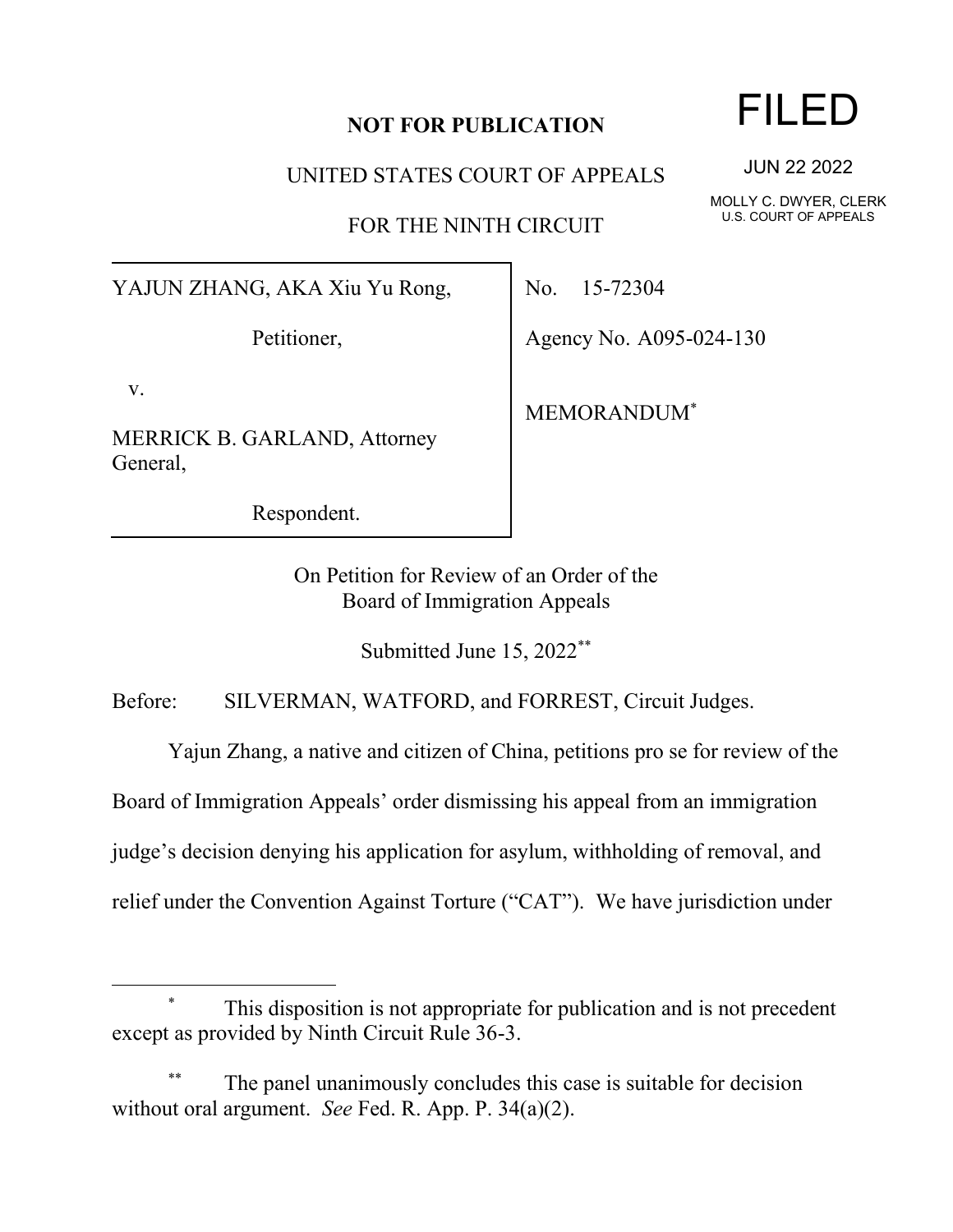**NOT FOR PUBLICATION**

UNITED STATES COURT OF APPEALS

FOR THE NINTH CIRCUIT

**FILED**

JUN 22 2022

MOLLY C. DWYER, CLERK
U.S. COURT OF APPEALS

YAJUN ZHANG, AKA Xiu Yu Rong,

Petitioner,

v.

MERRICK B. GARLAND, Attorney General,

Respondent.

No. 15-72304

Agency No. A095-024-130

MEMORANDUM[*]

On Petition for Review of an Order of the
Board of Immigration Appeals

Submitted June 15, 2022[**]

Before: SILVERMAN, WATFORD, and FORREST, Circuit Judges.

Yajun Zhang, a native and citizen of China, petitions pro se for review of the Board of Immigration Appeals' order dismissing his appeal from an immigration judge's decision denying his application for asylum, withholding of removal, and relief under the Convention Against Torture ("CAT"). We have jurisdiction under

---

[*] This disposition is not appropriate for publication and is not precedent except as provided by Ninth Circuit Rule 36-3.

[**] The panel unanimously concludes this case is suitable for decision without oral argument. *See* Fed. R. App. P. 34(a)(2).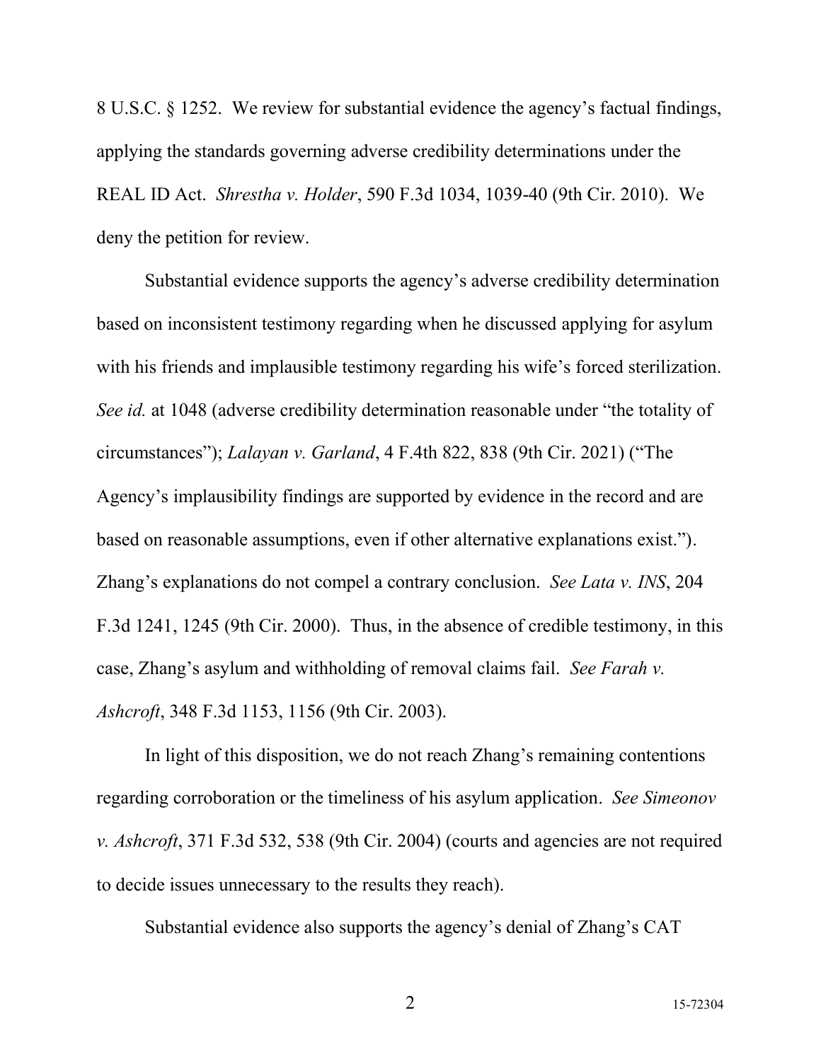8 U.S.C. § 1252. We review for substantial evidence the agency's factual findings, applying the standards governing adverse credibility determinations under the REAL ID Act. *Shrestha v. Holder*, 590 F.3d 1034, 1039-40 (9th Cir. 2010). We deny the petition for review.

Substantial evidence supports the agency's adverse credibility determination based on inconsistent testimony regarding when he discussed applying for asylum with his friends and implausible testimony regarding his wife's forced sterilization. *See id.* at 1048 (adverse credibility determination reasonable under "the totality of circumstances"); *Lalayan v. Garland*, 4 F.4th 822, 838 (9th Cir. 2021) ("The Agency's implausibility findings are supported by evidence in the record and are based on reasonable assumptions, even if other alternative explanations exist."). Zhang's explanations do not compel a contrary conclusion. *See Lata v. INS*, 204 F.3d 1241, 1245 (9th Cir. 2000). Thus, in the absence of credible testimony, in this case, Zhang's asylum and withholding of removal claims fail. *See Farah v. Ashcroft*, 348 F.3d 1153, 1156 (9th Cir. 2003).

In light of this disposition, we do not reach Zhang's remaining contentions regarding corroboration or the timeliness of his asylum application. *See Simeonov v. Ashcroft*, 371 F.3d 532, 538 (9th Cir. 2004) (courts and agencies are not required to decide issues unnecessary to the results they reach).

Substantial evidence also supports the agency's denial of Zhang's CAT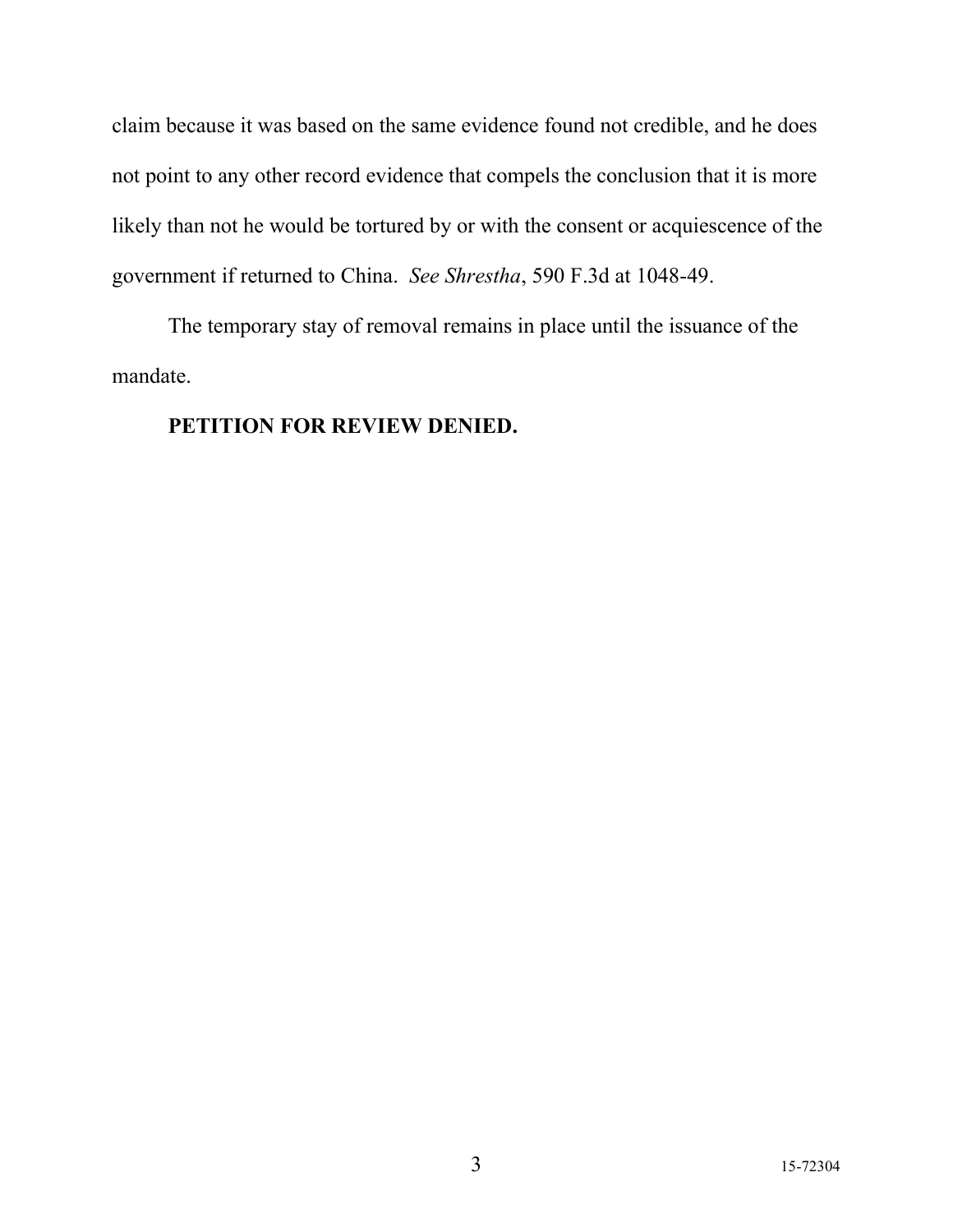claim because it was based on the same evidence found not credible, and he does not point to any other record evidence that compels the conclusion that it is more likely than not he would be tortured by or with the consent or acquiescence of the government if returned to China. *See Shrestha*, 590 F.3d at 1048-49.

The temporary stay of removal remains in place until the issuance of the mandate.

**PETITION FOR REVIEW DENIED.**